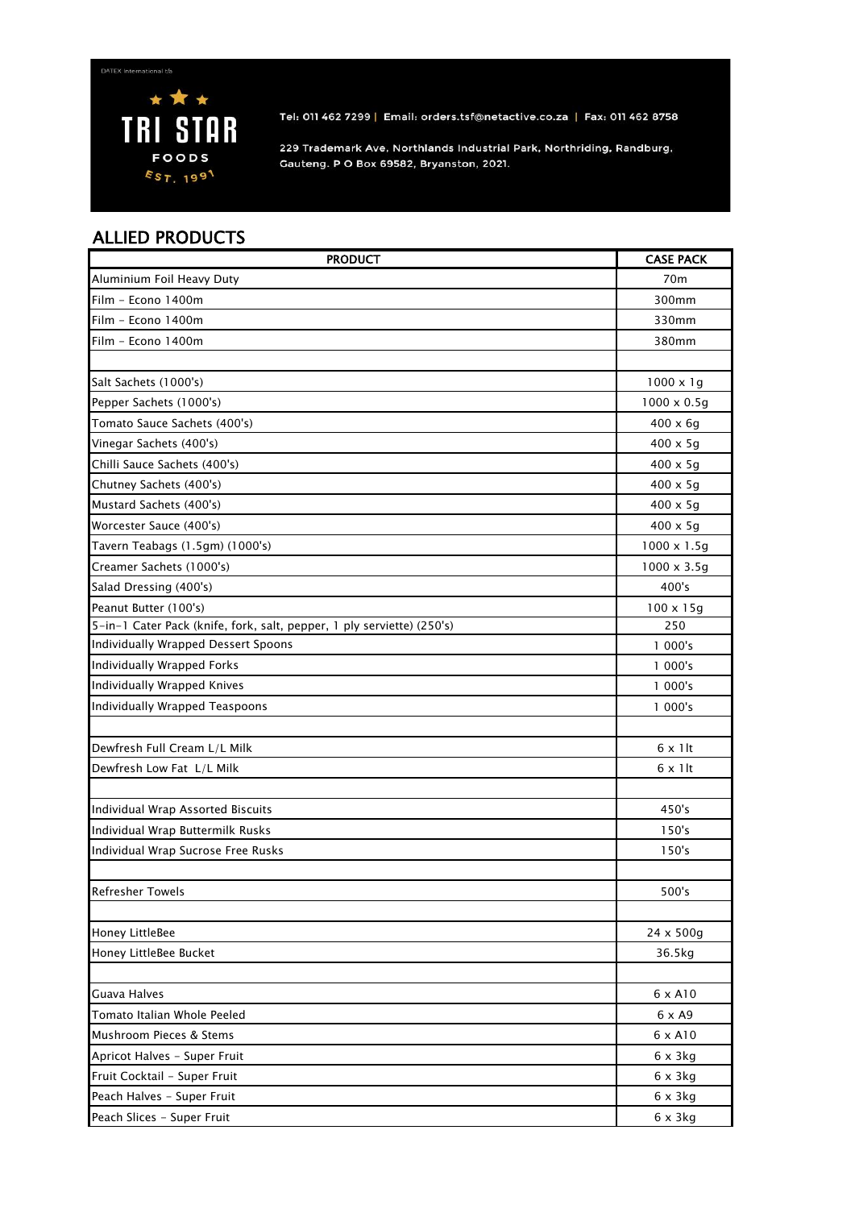DATEX International t/a

**TRI STAR FOODS**
EST. 1991

Tel: 011 462 7299 | Email: orders.tsf@netactive.co.za | Fax: 011 462 8758

229 Trademark Ave, Northlands Industrial Park, Northriding, Randburg, Gauteng. P O Box 69582, Bryanston, 2021.

## ALLIED PRODUCTS

| PRODUCT | CASE PACK |
|---|---|
| Aluminium Foil Heavy Duty | 70m |
| Film - Econo 1400m | 300mm |
| Film - Econo 1400m | 330mm |
| Film - Econo 1400m | 380mm |
| | |
| Salt Sachets (1000's) | 1000 x 1g |
| Pepper Sachets (1000's) | 1000 x 0.5g |
| Tomato Sauce Sachets (400's) | 400 x 6g |
| Vinegar Sachets (400's) | 400 x 5g |
| Chilli Sauce Sachets (400's) | 400 x 5g |
| Chutney Sachets (400's) | 400 x 5g |
| Mustard Sachets (400's) | 400 x 5g |
| Worcester Sauce (400's) | 400 x 5g |
| Tavern Teabags (1.5gm) (1000's) | 1000 x 1.5g |
| Creamer Sachets (1000's) | 1000 x 3.5g |
| Salad Dressing (400's) | 400's |
| Peanut Butter (100's) | 100 x 15g |
| 5-in-1 Cater Pack (knife, fork, salt, pepper, 1 ply serviette) (250's) | 250 |
| Individually Wrapped Dessert Spoons | 1 000's |
| Individually Wrapped Forks | 1 000's |
| Individually Wrapped Knives | 1 000's |
| Individually Wrapped Teaspoons | 1 000's |
| | |
| Dewfresh Full Cream L/L Milk | 6 x 1lt |
| Dewfresh Low Fat L/L Milk | 6 x 1lt |
| | |
| Individual Wrap Assorted Biscuits | 450's |
| Individual Wrap Buttermilk Rusks | 150's |
| Individual Wrap Sucrose Free Rusks | 150's |
| | |
| Refresher Towels | 500's |
| | |
| Honey LittleBee | 24 x 500g |
| Honey LittleBee Bucket | 36.5kg |
| | |
| Guava Halves | 6 x A10 |
| Tomato Italian Whole Peeled | 6 x A9 |
| Mushroom Pieces & Stems | 6 x A10 |
| Apricot Halves - Super Fruit | 6 x 3kg |
| Fruit Cocktail - Super Fruit | 6 x 3kg |
| Peach Halves - Super Fruit | 6 x 3kg |
| Peach Slices - Super Fruit | 6 x 3kg |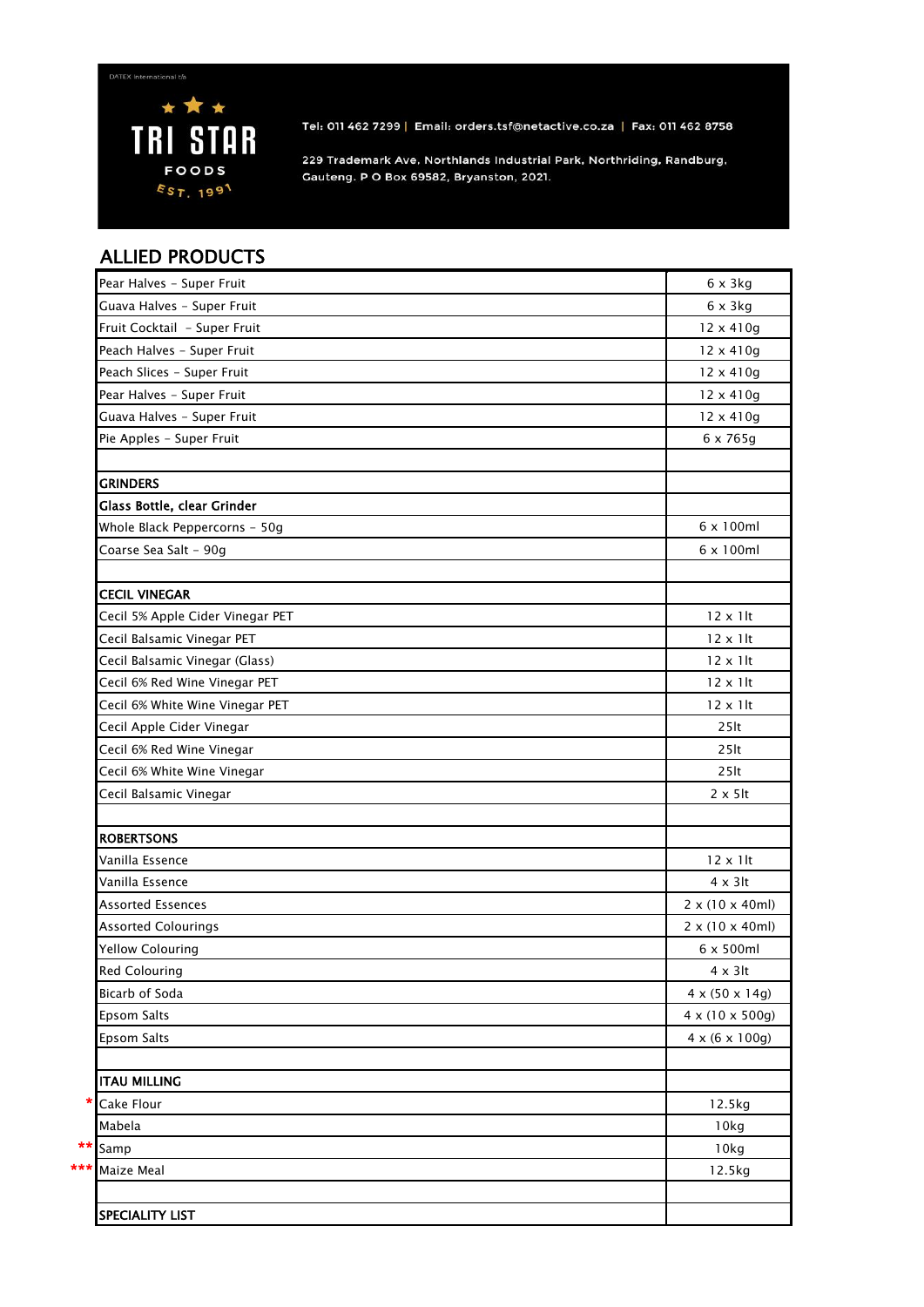DATEX International t/a

TRI STAR FOODS EST. 1991

Tel: 011 462 7299 | Email: orders.tsf@netactive.co.za | Fax: 011 462 8758

229 Trademark Ave, Northlands Industrial Park, Northriding, Randburg, Gauteng. P O Box 69582, Bryanston, 2021.

## ALLIED PRODUCTS

| | |
|---|---|
| Pear Halves - Super Fruit | 6 x 3kg |
| Guava Halves - Super Fruit | 6 x 3kg |
| Fruit Cocktail - Super Fruit | 12 x 410g |
| Peach Halves - Super Fruit | 12 x 410g |
| Peach Slices - Super Fruit | 12 x 410g |
| Pear Halves - Super Fruit | 12 x 410g |
| Guava Halves - Super Fruit | 12 x 410g |
| Pie Apples - Super Fruit | 6 x 765g |
| | |
| **GRINDERS** | |
| **Glass Bottle, clear Grinder** | |
| Whole Black Peppercorns - 50g | 6 x 100ml |
| Coarse Sea Salt - 90g | 6 x 100ml |
| | |
| **CECIL VINEGAR** | |
| Cecil 5% Apple Cider Vinegar PET | 12 x 1lt |
| Cecil Balsamic Vinegar PET | 12 x 1lt |
| Cecil Balsamic Vinegar (Glass) | 12 x 1lt |
| Cecil 6% Red Wine Vinegar PET | 12 x 1lt |
| Cecil 6% White Wine Vinegar PET | 12 x 1lt |
| Cecil Apple Cider Vinegar | 25lt |
| Cecil 6% Red Wine Vinegar | 25lt |
| Cecil 6% White Wine Vinegar | 25lt |
| Cecil Balsamic Vinegar | 2 x 5lt |
| | |
| **ROBERTSONS** | |
| Vanilla Essence | 12 x 1lt |
| Vanilla Essence | 4 x 3lt |
| Assorted Essences | 2 x (10 x 40ml) |
| Assorted Colourings | 2 x (10 x 40ml) |
| Yellow Colouring | 6 x 500ml |
| Red Colouring | 4 x 3lt |
| Bicarb of Soda | 4 x (50 x 14g) |
| Epsom Salts | 4 x (10 x 500g) |
| Epsom Salts | 4 x (6 x 100g) |
| | |
| **ITAU MILLING** | |
| * Cake Flour | 12.5kg |
| Mabela | 10kg |
| ** Samp | 10kg |
| *** Maize Meal | 12.5kg |
| | |
| **SPECIALITY LIST** | |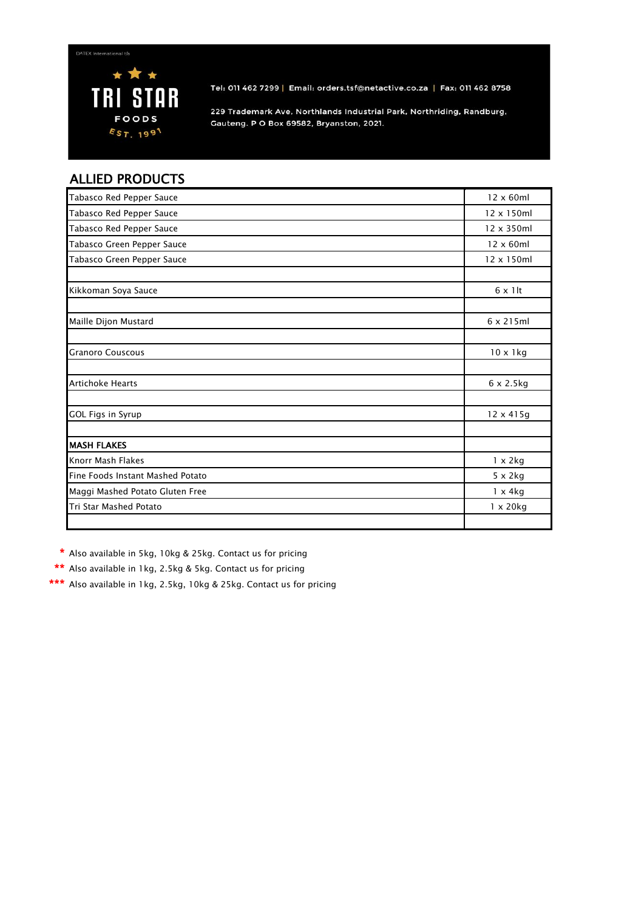DATEX International t/a

**TRI STAR FOODS**
EST. 1991

Tel: 011 462 7299 | Email: orders.tsf@netactive.co.za | Fax: 011 462 8758

229 Trademark Ave, Northlands Industrial Park, Northriding, Randburg, Gauteng. P O Box 69582, Bryanston, 2021.

## ALLIED PRODUCTS

| | |
|---|---|
| Tabasco Red Pepper Sauce | 12 x 60ml |
| Tabasco Red Pepper Sauce | 12 x 150ml |
| Tabasco Red Pepper Sauce | 12 x 350ml |
| Tabasco Green Pepper Sauce | 12 x 60ml |
| Tabasco Green Pepper Sauce | 12 x 150ml |
| | |
| Kikkoman Soya Sauce | 6 x 1lt |
| | |
| Maille Dijon Mustard | 6 x 215ml |
| | |
| Granoro Couscous | 10 x 1kg |
| | |
| Artichoke Hearts | 6 x 2.5kg |
| | |
| GOL Figs in Syrup | 12 x 415g |
| | |
| **MASH FLAKES** | |
| Knorr Mash Flakes | 1 x 2kg |
| Fine Foods Instant Mashed Potato | 5 x 2kg |
| Maggi Mashed Potato Gluten Free | 1 x 4kg |
| Tri Star Mashed Potato | 1 x 20kg |
| | |

\* Also available in 5kg, 10kg & 25kg. Contact us for pricing

** Also available in 1kg, 2.5kg & 5kg. Contact us for pricing

*** Also available in 1kg, 2.5kg, 10kg & 25kg. Contact us for pricing